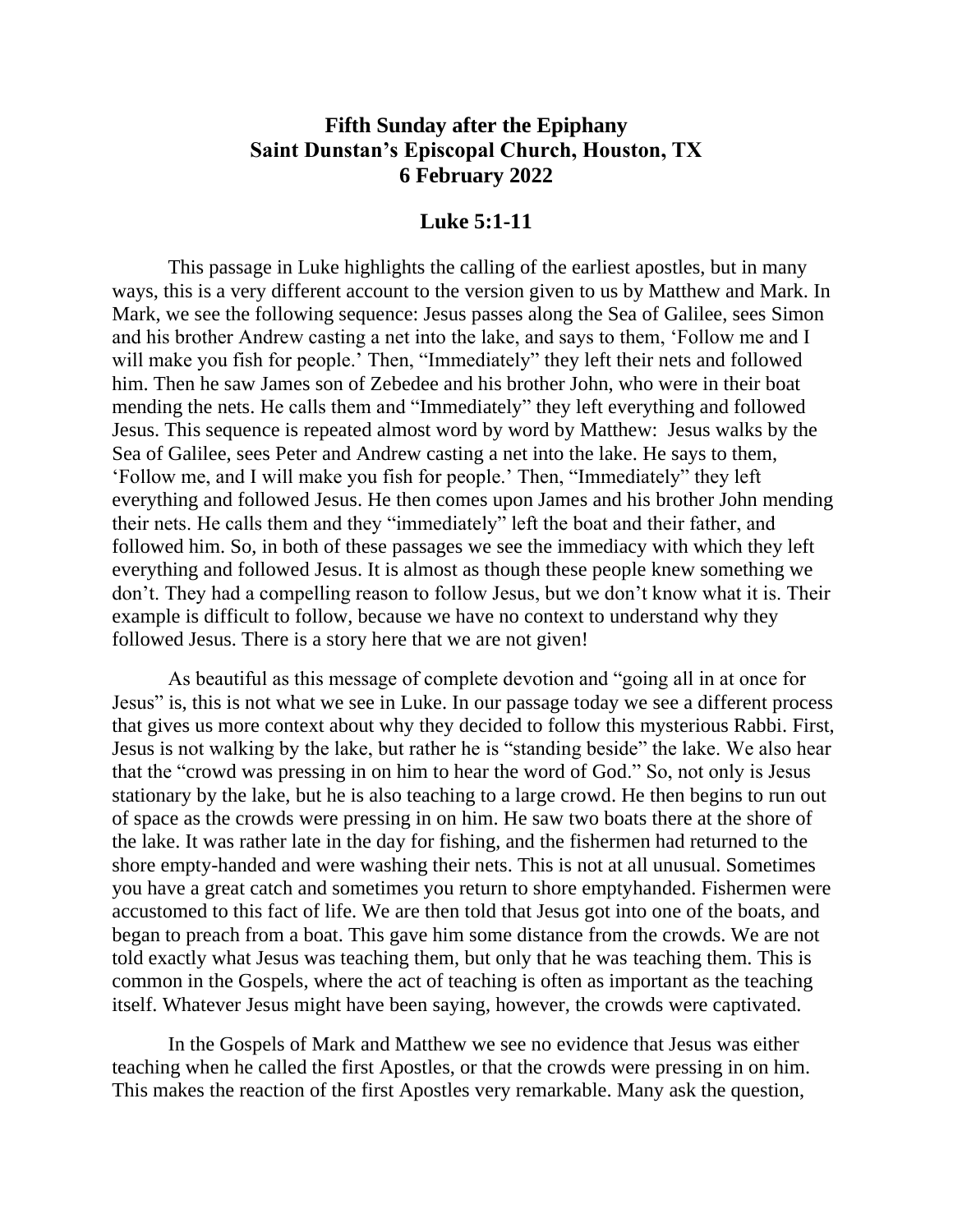# Fifth Sunday after the Epiphany
# Saint Dunstan's Episcopal Church, Houston, TX
# 6 February 2022

## Luke 5:1-11

This passage in Luke highlights the calling of the earliest apostles, but in many ways, this is a very different account to the version given to us by Matthew and Mark. In Mark, we see the following sequence: Jesus passes along the Sea of Galilee, sees Simon and his brother Andrew casting a net into the lake, and says to them, 'Follow me and I will make you fish for people.' Then, "Immediately" they left their nets and followed him. Then he saw James son of Zebedee and his brother John, who were in their boat mending the nets. He calls them and "Immediately" they left everything and followed Jesus. This sequence is repeated almost word by word by Matthew: Jesus walks by the Sea of Galilee, sees Peter and Andrew casting a net into the lake. He says to them, 'Follow me, and I will make you fish for people.' Then, "Immediately" they left everything and followed Jesus. He then comes upon James and his brother John mending their nets. He calls them and they "immediately" left the boat and their father, and followed him. So, in both of these passages we see the immediacy with which they left everything and followed Jesus. It is almost as though these people knew something we don't. They had a compelling reason to follow Jesus, but we don't know what it is. Their example is difficult to follow, because we have no context to understand why they followed Jesus. There is a story here that we are not given!

As beautiful as this message of complete devotion and "going all in at once for Jesus" is, this is not what we see in Luke. In our passage today we see a different process that gives us more context about why they decided to follow this mysterious Rabbi. First, Jesus is not walking by the lake, but rather he is "standing beside" the lake. We also hear that the "crowd was pressing in on him to hear the word of God." So, not only is Jesus stationary by the lake, but he is also teaching to a large crowd. He then begins to run out of space as the crowds were pressing in on him. He saw two boats there at the shore of the lake. It was rather late in the day for fishing, and the fishermen had returned to the shore empty-handed and were washing their nets. This is not at all unusual. Sometimes you have a great catch and sometimes you return to shore emptyhanded. Fishermen were accustomed to this fact of life. We are then told that Jesus got into one of the boats, and began to preach from a boat. This gave him some distance from the crowds. We are not told exactly what Jesus was teaching them, but only that he was teaching them. This is common in the Gospels, where the act of teaching is often as important as the teaching itself. Whatever Jesus might have been saying, however, the crowds were captivated.

In the Gospels of Mark and Matthew we see no evidence that Jesus was either teaching when he called the first Apostles, or that the crowds were pressing in on him. This makes the reaction of the first Apostles very remarkable. Many ask the question,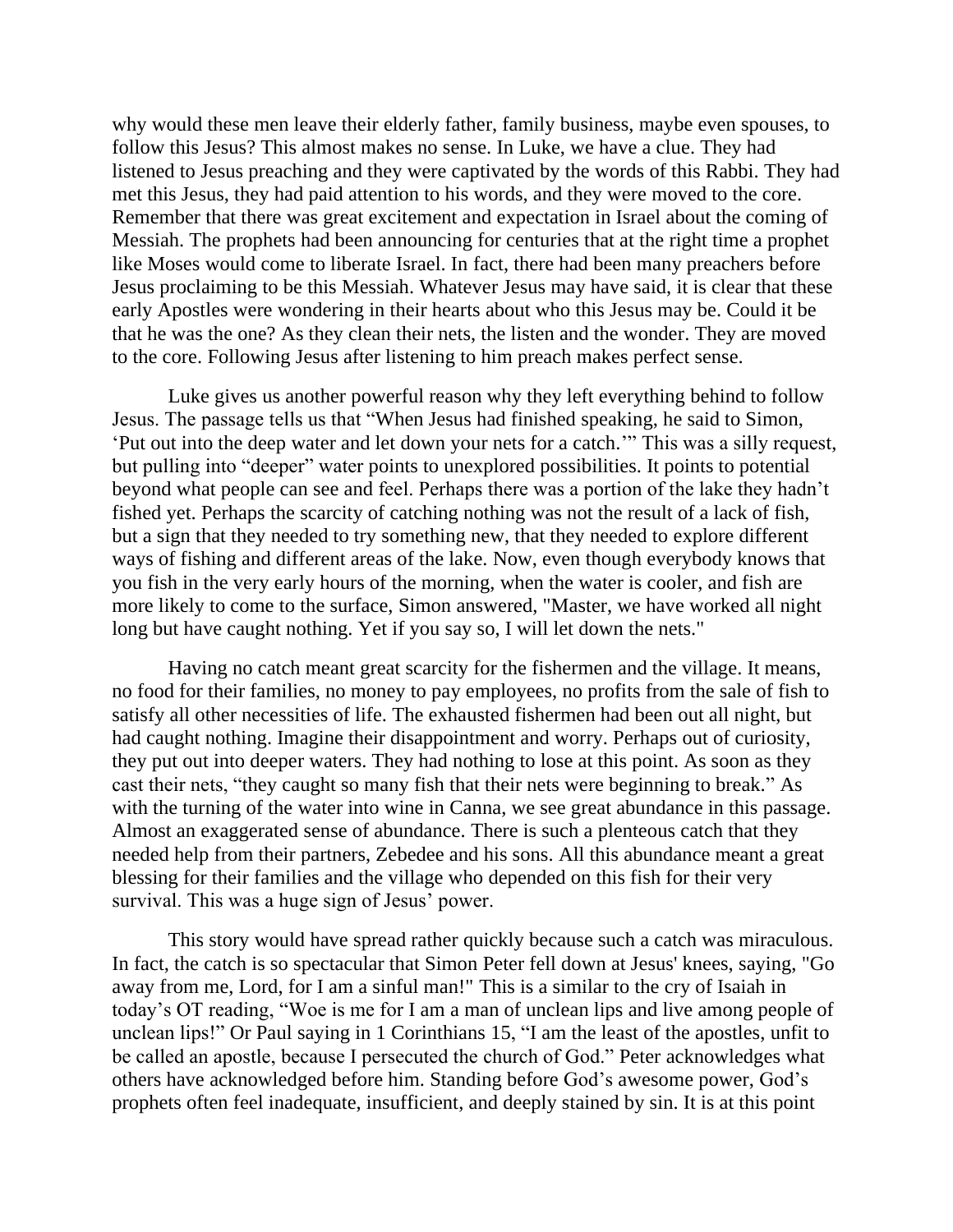why would these men leave their elderly father, family business, maybe even spouses, to follow this Jesus? This almost makes no sense. In Luke, we have a clue. They had listened to Jesus preaching and they were captivated by the words of this Rabbi. They had met this Jesus, they had paid attention to his words, and they were moved to the core. Remember that there was great excitement and expectation in Israel about the coming of Messiah. The prophets had been announcing for centuries that at the right time a prophet like Moses would come to liberate Israel. In fact, there had been many preachers before Jesus proclaiming to be this Messiah. Whatever Jesus may have said, it is clear that these early Apostles were wondering in their hearts about who this Jesus may be. Could it be that he was the one? As they clean their nets, the listen and the wonder. They are moved to the core. Following Jesus after listening to him preach makes perfect sense.

Luke gives us another powerful reason why they left everything behind to follow Jesus. The passage tells us that "When Jesus had finished speaking, he said to Simon, 'Put out into the deep water and let down your nets for a catch.'" This was a silly request, but pulling into "deeper" water points to unexplored possibilities. It points to potential beyond what people can see and feel. Perhaps there was a portion of the lake they hadn't fished yet. Perhaps the scarcity of catching nothing was not the result of a lack of fish, but a sign that they needed to try something new, that they needed to explore different ways of fishing and different areas of the lake. Now, even though everybody knows that you fish in the very early hours of the morning, when the water is cooler, and fish are more likely to come to the surface, Simon answered, "Master, we have worked all night long but have caught nothing. Yet if you say so, I will let down the nets."

Having no catch meant great scarcity for the fishermen and the village. It means, no food for their families, no money to pay employees, no profits from the sale of fish to satisfy all other necessities of life. The exhausted fishermen had been out all night, but had caught nothing. Imagine their disappointment and worry. Perhaps out of curiosity, they put out into deeper waters. They had nothing to lose at this point. As soon as they cast their nets, "they caught so many fish that their nets were beginning to break." As with the turning of the water into wine in Canna, we see great abundance in this passage. Almost an exaggerated sense of abundance. There is such a plenteous catch that they needed help from their partners, Zebedee and his sons. All this abundance meant a great blessing for their families and the village who depended on this fish for their very survival. This was a huge sign of Jesus' power.

This story would have spread rather quickly because such a catch was miraculous. In fact, the catch is so spectacular that Simon Peter fell down at Jesus' knees, saying, "Go away from me, Lord, for I am a sinful man!" This is a similar to the cry of Isaiah in today's OT reading, "Woe is me for I am a man of unclean lips and live among people of unclean lips!" Or Paul saying in 1 Corinthians 15, "I am the least of the apostles, unfit to be called an apostle, because I persecuted the church of God." Peter acknowledges what others have acknowledged before him. Standing before God's awesome power, God's prophets often feel inadequate, insufficient, and deeply stained by sin. It is at this point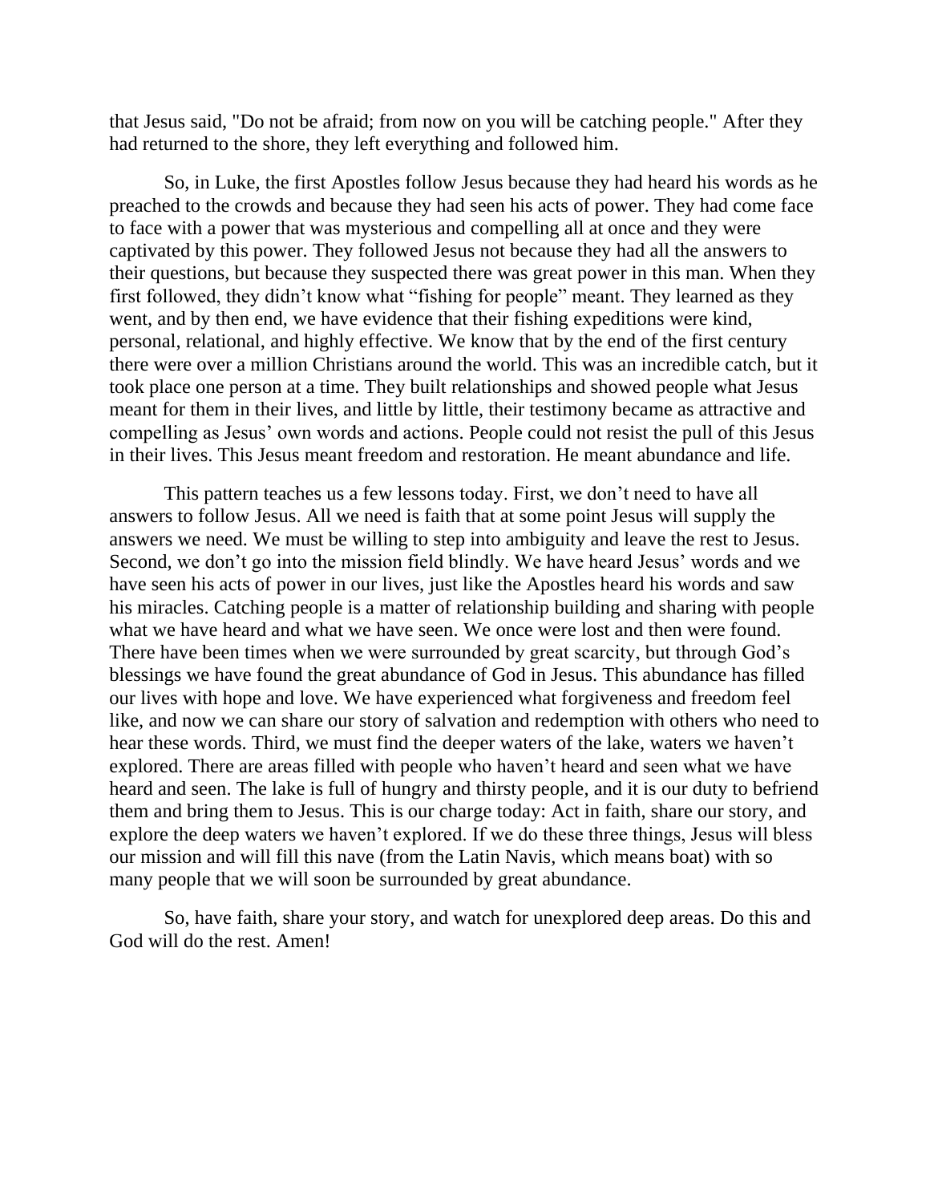that Jesus said, "Do not be afraid; from now on you will be catching people." After they had returned to the shore, they left everything and followed him.

So, in Luke, the first Apostles follow Jesus because they had heard his words as he preached to the crowds and because they had seen his acts of power. They had come face to face with a power that was mysterious and compelling all at once and they were captivated by this power. They followed Jesus not because they had all the answers to their questions, but because they suspected there was great power in this man. When they first followed, they didn't know what "fishing for people" meant. They learned as they went, and by then end, we have evidence that their fishing expeditions were kind, personal, relational, and highly effective. We know that by the end of the first century there were over a million Christians around the world. This was an incredible catch, but it took place one person at a time. They built relationships and showed people what Jesus meant for them in their lives, and little by little, their testimony became as attractive and compelling as Jesus' own words and actions. People could not resist the pull of this Jesus in their lives. This Jesus meant freedom and restoration. He meant abundance and life.

This pattern teaches us a few lessons today. First, we don't need to have all answers to follow Jesus. All we need is faith that at some point Jesus will supply the answers we need. We must be willing to step into ambiguity and leave the rest to Jesus. Second, we don't go into the mission field blindly. We have heard Jesus' words and we have seen his acts of power in our lives, just like the Apostles heard his words and saw his miracles. Catching people is a matter of relationship building and sharing with people what we have heard and what we have seen. We once were lost and then were found. There have been times when we were surrounded by great scarcity, but through God's blessings we have found the great abundance of God in Jesus. This abundance has filled our lives with hope and love. We have experienced what forgiveness and freedom feel like, and now we can share our story of salvation and redemption with others who need to hear these words. Third, we must find the deeper waters of the lake, waters we haven't explored. There are areas filled with people who haven't heard and seen what we have heard and seen. The lake is full of hungry and thirsty people, and it is our duty to befriend them and bring them to Jesus. This is our charge today: Act in faith, share our story, and explore the deep waters we haven't explored. If we do these three things, Jesus will bless our mission and will fill this nave (from the Latin Navis, which means boat) with so many people that we will soon be surrounded by great abundance.

So, have faith, share your story, and watch for unexplored deep areas. Do this and God will do the rest. Amen!